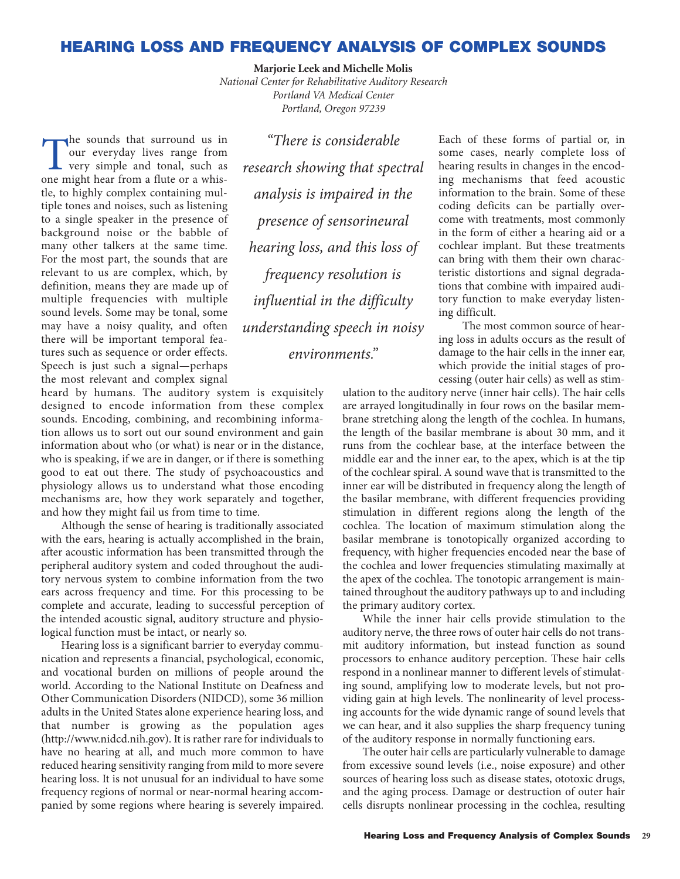# HEARING LOSS AND FREQUENCY ANALYSIS OF COMPLEX SOUNDS

**Marjorie Leek and Michelle Molis**

*National Center for Rehabilitative Auditory Research*
*Portland VA Medical Center*
*Portland, Oregon 97239*

The sounds that surround us in our everyday lives range from very simple and tonal, such as one might hear from a flute or a whistle, to highly complex containing multiple tones and noises, such as listening to a single speaker in the presence of background noise or the babble of many other talkers at the same time. For the most part, the sounds that are relevant to us are complex, which, by definition, means they are made up of multiple frequencies with multiple sound levels. Some may be tonal, some may have a noisy quality, and often there will be important temporal features such as sequence or order effects. Speech is just such a signal—perhaps the most relevant and complex signal heard by humans. The auditory system is exquisitely designed to encode information from these complex sounds. Encoding, combining, and recombining information allows us to sort out our sound environment and gain information about who (or what) is near or in the distance, who is speaking, if we are in danger, or if there is something good to eat out there. The study of psychoacoustics and physiology allows us to understand what those encoding mechanisms are, how they work separately and together, and how they might fail us from time to time.

> *"There is considerable research showing that spectral analysis is impaired in the presence of sensorineural hearing loss, and this loss of frequency resolution is influential in the difficulty understanding speech in noisy environments."*

Although the sense of hearing is traditionally associated with the ears, hearing is actually accomplished in the brain, after acoustic information has been transmitted through the peripheral auditory system and coded throughout the auditory nervous system to combine information from the two ears across frequency and time. For this processing to be complete and accurate, leading to successful perception of the intended acoustic signal, auditory structure and physiological function must be intact, or nearly so.

Hearing loss is a significant barrier to everyday communication and represents a financial, psychological, economic, and vocational burden on millions of people around the world. According to the National Institute on Deafness and Other Communication Disorders (NIDCD), some 36 million adults in the United States alone experience hearing loss, and that number is growing as the population ages (http://www.nidcd.nih.gov). It is rather rare for individuals to have no hearing at all, and much more common to have reduced hearing sensitivity ranging from mild to more severe hearing loss. It is not unusual for an individual to have some frequency regions of normal or near-normal hearing accompanied by some regions where hearing is severely impaired. Each of these forms of partial or, in some cases, nearly complete loss of hearing results in changes in the encoding mechanisms that feed acoustic information to the brain. Some of these coding deficits can be partially overcome with treatments, most commonly in the form of either a hearing aid or a cochlear implant. But these treatments can bring with them their own characteristic distortions and signal degradations that combine with impaired auditory function to make everyday listening difficult.

The most common source of hearing loss in adults occurs as the result of damage to the hair cells in the inner ear, which provide the initial stages of processing (outer hair cells) as well as stimulation to the auditory nerve (inner hair cells). The hair cells are arrayed longitudinally in four rows on the basilar membrane stretching along the length of the cochlea. In humans, the length of the basilar membrane is about 30 mm, and it runs from the cochlear base, at the interface between the middle ear and the inner ear, to the apex, which is at the tip of the cochlear spiral. A sound wave that is transmitted to the inner ear will be distributed in frequency along the length of the basilar membrane, with different frequencies providing stimulation in different regions along the length of the cochlea. The location of maximum stimulation along the basilar membrane is tonotopically organized according to frequency, with higher frequencies encoded near the base of the cochlea and lower frequencies stimulating maximally at the apex of the cochlea. The tonotopic arrangement is maintained throughout the auditory pathways up to and including the primary auditory cortex.

While the inner hair cells provide stimulation to the auditory nerve, the three rows of outer hair cells do not transmit auditory information, but instead function as sound processors to enhance auditory perception. These hair cells respond in a nonlinear manner to different levels of stimulating sound, amplifying low to moderate levels, but not providing gain at high levels. The nonlinearity of level processing accounts for the wide dynamic range of sound levels that we can hear, and it also supplies the sharp frequency tuning of the auditory response in normally functioning ears.

The outer hair cells are particularly vulnerable to damage from excessive sound levels (i.e., noise exposure) and other sources of hearing loss such as disease states, ototoxic drugs, and the aging process. Damage or destruction of outer hair cells disrupts nonlinear processing in the cochlea, resulting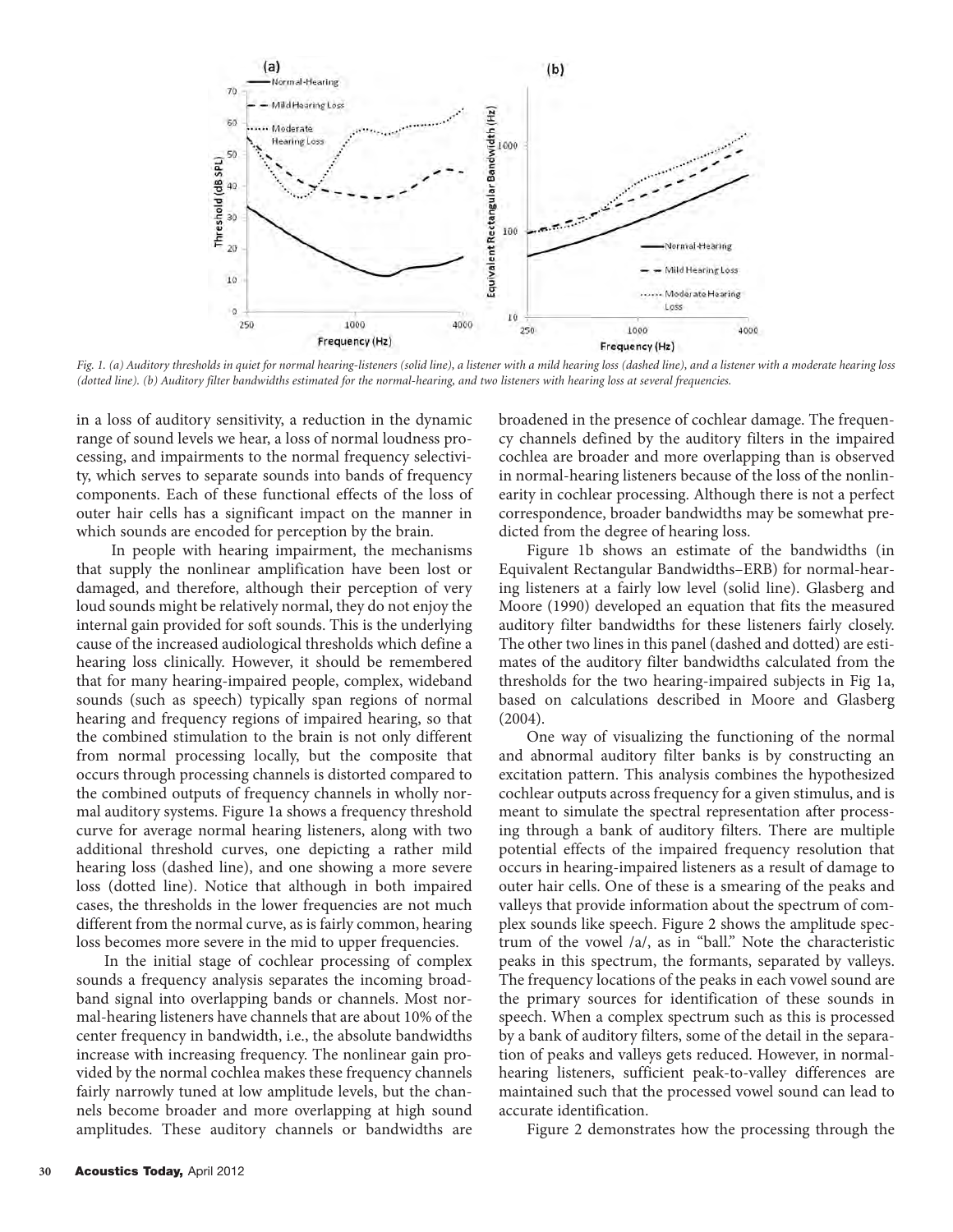(a)

Normal-Hearing

Mild Hearing Loss

Moderate Hearing Loss

Threshold (dB SPL)

70
60
50
40
30
20
10
0

250 1000 4000

Frequency (Hz)

(b)

Equivalent Rectangular Bandwidth (Hz)

1000
100
10

250 1000 4000

Frequency (Hz)

Normal-Hearing

Mild Hearing Loss

Moderate Hearing Loss

*Fig. 1. (a) Auditory thresholds in quiet for normal hearing-listeners (solid line), a listener with a mild hearing loss (dashed line), and a listener with a moderate hearing loss (dotted line). (b) Auditory filter bandwidths estimated for the normal-hearing, and two listeners with hearing loss at several frequencies.*

in a loss of auditory sensitivity, a reduction in the dynamic range of sound levels we hear, a loss of normal loudness processing, and impairments to the normal frequency selectivity, which serves to separate sounds into bands of frequency components. Each of these functional effects of the loss of outer hair cells has a significant impact on the manner in which sounds are encoded for perception by the brain.

In people with hearing impairment, the mechanisms that supply the nonlinear amplification have been lost or damaged, and therefore, although their perception of very loud sounds might be relatively normal, they do not enjoy the internal gain provided for soft sounds. This is the underlying cause of the increased audiological thresholds which define a hearing loss clinically. However, it should be remembered that for many hearing-impaired people, complex, wideband sounds (such as speech) typically span regions of normal hearing and frequency regions of impaired hearing, so that the combined stimulation to the brain is not only different from normal processing locally, but the composite that occurs through processing channels is distorted compared to the combined outputs of frequency channels in wholly normal auditory systems. Figure 1a shows a frequency threshold curve for average normal hearing listeners, along with two additional threshold curves, one depicting a rather mild hearing loss (dashed line), and one showing a more severe loss (dotted line). Notice that although in both impaired cases, the thresholds in the lower frequencies are not much different from the normal curve, as is fairly common, hearing loss becomes more severe in the mid to upper frequencies.

In the initial stage of cochlear processing of complex sounds a frequency analysis separates the incoming broadband signal into overlapping bands or channels. Most normal-hearing listeners have channels that are about 10% of the center frequency in bandwidth, i.e., the absolute bandwidths increase with increasing frequency. The nonlinear gain provided by the normal cochlea makes these frequency channels fairly narrowly tuned at low amplitude levels, but the channels become broader and more overlapping at high sound amplitudes. These auditory channels or bandwidths are broadened in the presence of cochlear damage. The frequency channels defined by the auditory filters in the impaired cochlea are broader and more overlapping than is observed in normal-hearing listeners because of the loss of the nonlinearity in cochlear processing. Although there is not a perfect correspondence, broader bandwidths may be somewhat predicted from the degree of hearing loss.

Figure 1b shows an estimate of the bandwidths (in Equivalent Rectangular Bandwidths–ERB) for normal-hearing listeners at a fairly low level (solid line). Glasberg and Moore (1990) developed an equation that fits the measured auditory filter bandwidths for these listeners fairly closely. The other two lines in this panel (dashed and dotted) are estimates of the auditory filter bandwidths calculated from the thresholds for the two hearing-impaired subjects in Fig 1a, based on calculations described in Moore and Glasberg (2004).

One way of visualizing the functioning of the normal and abnormal auditory filter banks is by constructing an excitation pattern. This analysis combines the hypothesized cochlear outputs across frequency for a given stimulus, and is meant to simulate the spectral representation after processing through a bank of auditory filters. There are multiple potential effects of the impaired frequency resolution that occurs in hearing-impaired listeners as a result of damage to outer hair cells. One of these is a smearing of the peaks and valleys that provide information about the spectrum of complex sounds like speech. Figure 2 shows the amplitude spectrum of the vowel /a/, as in "ball." Note the characteristic peaks in this spectrum, the formants, separated by valleys. The frequency locations of the peaks in each vowel sound are the primary sources for identification of these sounds in speech. When a complex spectrum such as this is processed by a bank of auditory filters, some of the detail in the separation of peaks and valleys gets reduced. However, in normal-hearing listeners, sufficient peak-to-valley differences are maintained such that the processed vowel sound can lead to accurate identification.

Figure 2 demonstrates how the processing through the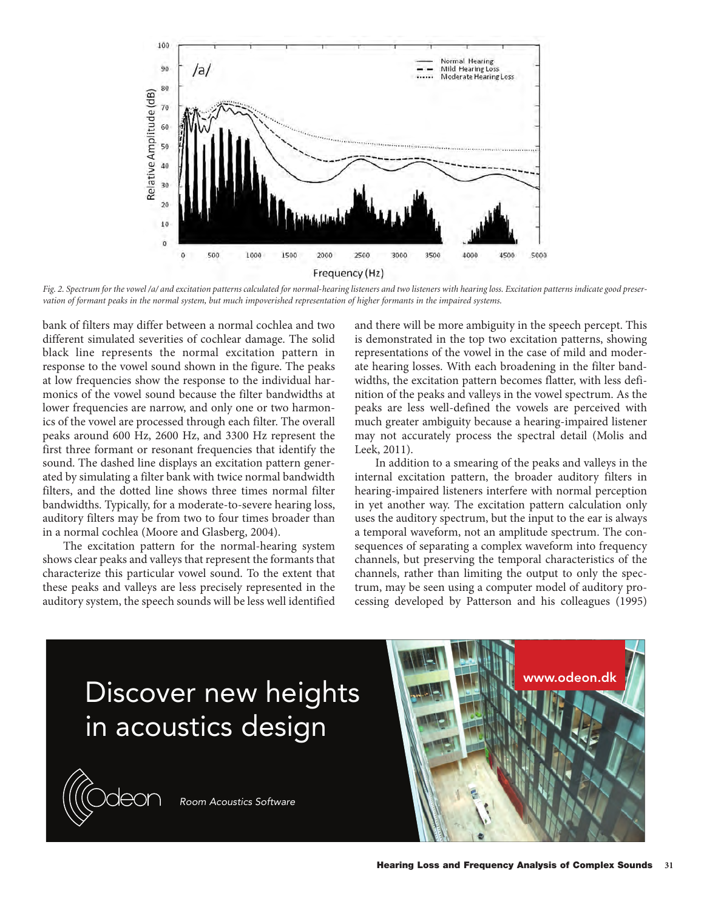/a/

Normal Hearing
Mild Hearing Loss
Moderate Hearing Loss

Relative Amplitude (dB)

100
90
80
70
60
50
40
30
20
10
0

0 500 1000 1500 2000 2500 3000 3500 4000 4500 5000

Frequency (Hz)

*Fig. 2. Spectrum for the vowel /a/ and excitation patterns calculated for normal-hearing listeners and two listeners with hearing loss. Excitation patterns indicate good preservation of formant peaks in the normal system, but much impoverished representation of higher formants in the impaired systems.*

bank of filters may differ between a normal cochlea and two different simulated severities of cochlear damage. The solid black line represents the normal excitation pattern in response to the vowel sound shown in the figure. The peaks at low frequencies show the response to the individual harmonics of the vowel sound because the filter bandwidths at lower frequencies are narrow, and only one or two harmonics of the vowel are processed through each filter. The overall peaks around 600 Hz, 2600 Hz, and 3300 Hz represent the first three formant or resonant frequencies that identify the sound. The dashed line displays an excitation pattern generated by simulating a filter bank with twice normal bandwidth filters, and the dotted line shows three times normal filter bandwidths. Typically, for a moderate-to-severe hearing loss, auditory filters may be from two to four times broader than in a normal cochlea (Moore and Glasberg, 2004).

The excitation pattern for the normal-hearing system shows clear peaks and valleys that represent the formants that characterize this particular vowel sound. To the extent that these peaks and valleys are less precisely represented in the auditory system, the speech sounds will be less well identified and there will be more ambiguity in the speech percept. This is demonstrated in the top two excitation patterns, showing representations of the vowel in the case of mild and moderate hearing losses. With each broadening in the filter bandwidths, the excitation pattern becomes flatter, with less definition of the peaks and valleys in the vowel spectrum. As the peaks are less well-defined the vowels are perceived with much greater ambiguity because a hearing-impaired listener may not accurately process the spectral detail (Molis and Leek, 2011).

In addition to a smearing of the peaks and valleys in the internal excitation pattern, the broader auditory filters in hearing-impaired listeners interfere with normal perception in yet another way. The excitation pattern calculation only uses the auditory spectrum, but the input to the ear is always a temporal waveform, not an amplitude spectrum. The consequences of separating a complex waveform into frequency channels, but preserving the temporal characteristics of the channels, rather than limiting the output to only the spectrum, may be seen using a computer model of auditory processing developed by Patterson and his colleagues (1995)

Discover new heights in acoustics design

Odeon *Room Acoustics Software*

www.odeon.dk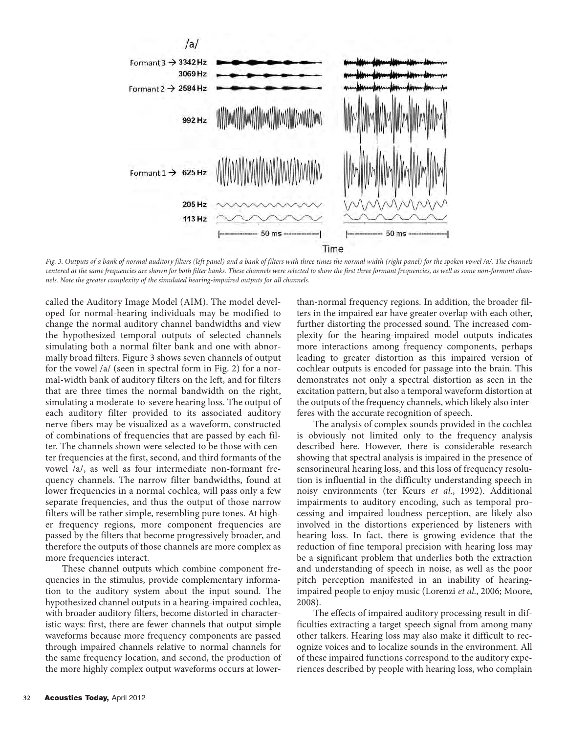/a/

Formant 3 → 3342 Hz

3069 Hz

Formant 2 → 2584 Hz

992 Hz

Formant 1 → 625 Hz

205 Hz

113 Hz

|-------------- 50 ms --------------|

|-------------- 50 ms --------------|

Time

*Fig. 3. Outputs of a bank of normal auditory filters (left panel) and a bank of filters with three times the normal width (right panel) for the spoken vowel /a/. The channels centered at the same frequencies are shown for both filter banks. These channels were selected to show the first three formant frequencies, as well as some non-formant channels. Note the greater complexity of the simulated hearing-impaired outputs for all channels.*

called the Auditory Image Model (AIM). The model developed for normal-hearing individuals may be modified to change the normal auditory channel bandwidths and view the hypothesized temporal outputs of selected channels simulating both a normal filter bank and one with abnormally broad filters. Figure 3 shows seven channels of output for the vowel /a/ (seen in spectral form in Fig. 2) for a normal-width bank of auditory filters on the left, and for filters that are three times the normal bandwidth on the right, simulating a moderate-to-severe hearing loss. The output of each auditory filter provided to its associated auditory nerve fibers may be visualized as a waveform, constructed of combinations of frequencies that are passed by each filter. The channels shown were selected to be those with center frequencies at the first, second, and third formants of the vowel /a/, as well as four intermediate non-formant frequency channels. The narrow filter bandwidths, found at lower frequencies in a normal cochlea, will pass only a few separate frequencies, and thus the output of those narrow filters will be rather simple, resembling pure tones. At higher frequency regions, more component frequencies are passed by the filters that become progressively broader, and therefore the outputs of those channels are more complex as more frequencies interact.

These channel outputs which combine component frequencies in the stimulus, provide complementary information to the auditory system about the input sound. The hypothesized channel outputs in a hearing-impaired cochlea, with broader auditory filters, become distorted in characteristic ways: first, there are fewer channels that output simple waveforms because more frequency components are passed through impaired channels relative to normal channels for the same frequency location, and second, the production of the more highly complex output waveforms occurs at lower-than-normal frequency regions. In addition, the broader filters in the impaired ear have greater overlap with each other, further distorting the processed sound. The increased complexity for the hearing-impaired model outputs indicates more interactions among frequency components, perhaps leading to greater distortion as this impaired version of cochlear outputs is encoded for passage into the brain. This demonstrates not only a spectral distortion as seen in the excitation pattern, but also a temporal waveform distortion at the outputs of the frequency channels, which likely also interferes with the accurate recognition of speech.

The analysis of complex sounds provided in the cochlea is obviously not limited only to the frequency analysis described here. However, there is considerable research showing that spectral analysis is impaired in the presence of sensorineural hearing loss, and this loss of frequency resolution is influential in the difficulty understanding speech in noisy environments (ter Keurs *et al.*, 1992). Additional impairments to auditory encoding, such as temporal processing and impaired loudness perception, are likely also involved in the distortions experienced by listeners with hearing loss. In fact, there is growing evidence that the reduction of fine temporal precision with hearing loss may be a significant problem that underlies both the extraction and understanding of speech in noise, as well as the poor pitch perception manifested in an inability of hearing-impaired people to enjoy music (Lorenzi *et al.*, 2006; Moore, 2008).

The effects of impaired auditory processing result in difficulties extracting a target speech signal from among many other talkers. Hearing loss may also make it difficult to recognize voices and to localize sounds in the environment. All of these impaired functions correspond to the auditory experiences described by people with hearing loss, who complain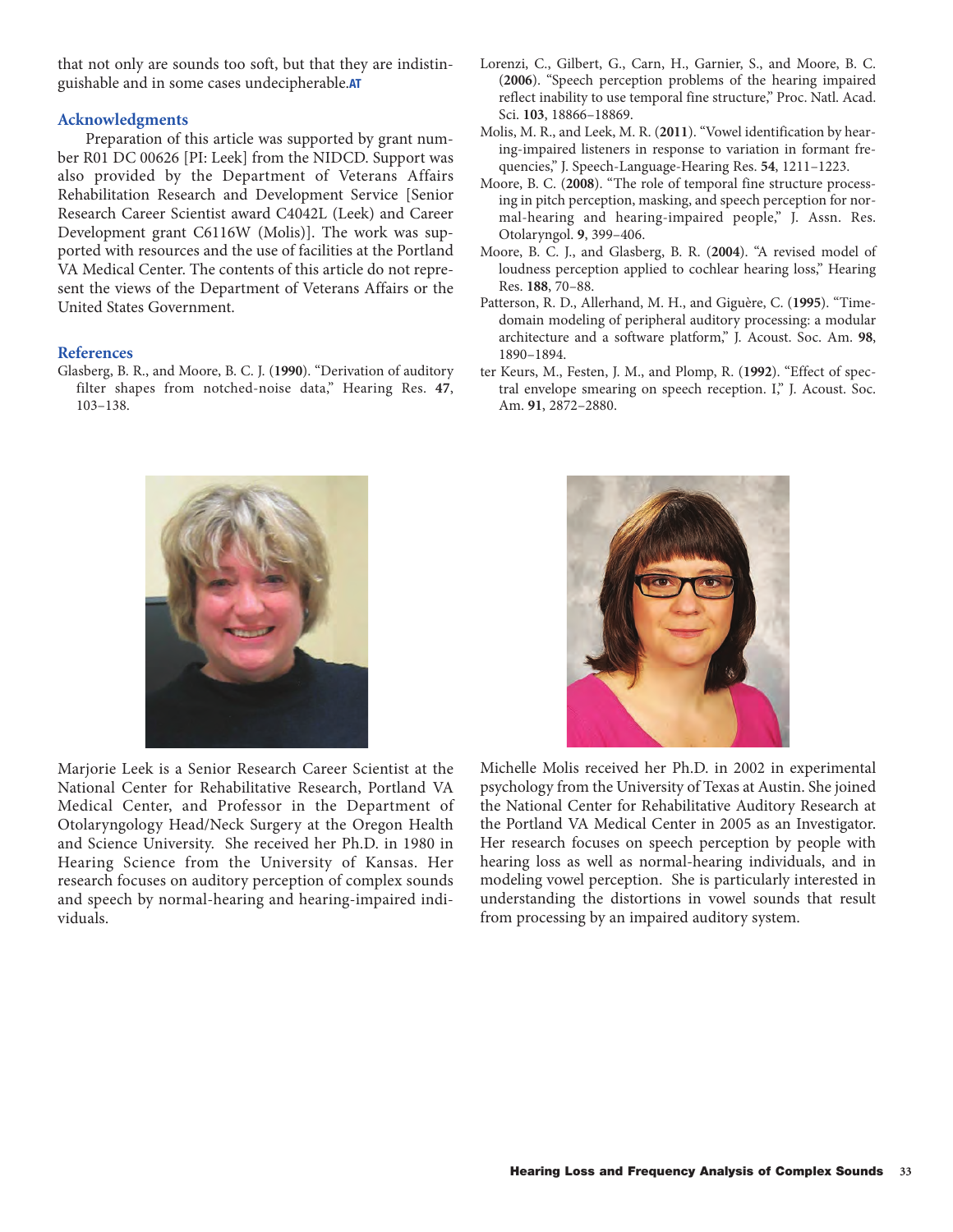that not only are sounds too soft, but that they are indistinguishable and in some cases undecipherable.

## Acknowledgments

Preparation of this article was supported by grant number R01 DC 00626 [PI: Leek] from the NIDCD. Support was also provided by the Department of Veterans Affairs Rehabilitation Research and Development Service [Senior Research Career Scientist award C4042L (Leek) and Career Development grant C6116W (Molis)]. The work was supported with resources and the use of facilities at the Portland VA Medical Center. The contents of this article do not represent the views of the Department of Veterans Affairs or the United States Government.

## References

Glasberg, B. R., and Moore, B. C. J. (**1990**). "Derivation of auditory filter shapes from notched-noise data," Hearing Res. **47**, 103–138.

Lorenzi, C., Gilbert, G., Carn, H., Garnier, S., and Moore, B. C. (**2006**). "Speech perception problems of the hearing impaired reflect inability to use temporal fine structure," Proc. Natl. Acad. Sci. **103**, 18866–18869.

Molis, M. R., and Leek, M. R. (**2011**). "Vowel identification by hearing-impaired listeners in response to variation in formant frequencies," J. Speech-Language-Hearing Res. **54**, 1211–1223.

Moore, B. C. (**2008**). "The role of temporal fine structure processing in pitch perception, masking, and speech perception for normal-hearing and hearing-impaired people," J. Assn. Res. Otolaryngol. **9**, 399–406.

Moore, B. C. J., and Glasberg, B. R. (**2004**). "A revised model of loudness perception applied to cochlear hearing loss," Hearing Res. **188**, 70–88.

Patterson, R. D., Allerhand, M. H., and Giguère, C. (**1995**). "Time-domain modeling of peripheral auditory processing: a modular architecture and a software platform," J. Acoust. Soc. Am. **98**, 1890–1894.

ter Keurs, M., Festen, J. M., and Plomp, R. (**1992**). "Effect of spectral envelope smearing on speech reception. I," J. Acoust. Soc. Am. **91**, 2872–2880.

Marjorie Leek is a Senior Research Career Scientist at the National Center for Rehabilitative Research, Portland VA Medical Center, and Professor in the Department of Otolaryngology Head/Neck Surgery at the Oregon Health and Science University. She received her Ph.D. in 1980 in Hearing Science from the University of Kansas. Her research focuses on auditory perception of complex sounds and speech by normal-hearing and hearing-impaired individuals.

Michelle Molis received her Ph.D. in 2002 in experimental psychology from the University of Texas at Austin. She joined the National Center for Rehabilitative Auditory Research at the Portland VA Medical Center in 2005 as an Investigator. Her research focuses on speech perception by people with hearing loss as well as normal-hearing individuals, and in modeling vowel perception. She is particularly interested in understanding the distortions in vowel sounds that result from processing by an impaired auditory system.